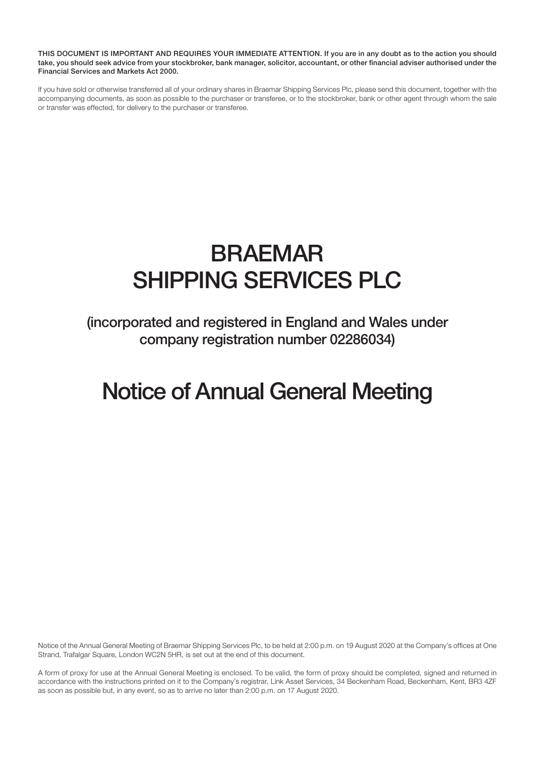**THIS DOCUMENT IS IMPORTANT AND REQUIRES YOUR IMMEDIATE ATTENTION. If you are in any doubt as to the action you should take, you should seek advice from your stockbroker, bank manager, solicitor, accountant, or other financial adviser authorised under the Financial Services and Markets Act 2000.**

If you have sold or otherwise transferred all of your ordinary shares in Braemar Shipping Services Plc, please send this document, together with the accompanying documents, as soon as possible to the purchaser or transferee, or to the stockbroker, bank or other agent through whom the sale or transfer was effected, for delivery to the purchaser or transferee.

# BRAEMAR SHIPPING SERVICES PLC

## (incorporated and registered in England and Wales under company registration number 02286034)

# Notice of Annual General Meeting

Notice of the Annual General Meeting of Braemar Shipping Services Plc, to be held at 2:00 p.m. on 19 August 2020 at the Company's offices at One Strand, Trafalgar Square, London WC2N 5HR, is set out at the end of this document.

A form of proxy for use at the Annual General Meeting is enclosed. To be valid, the form of proxy should be completed, signed and returned in accordance with the instructions printed on it to the Company's registrar, Link Asset Services, 34 Beckenham Road, Beckenham, Kent, BR3 4ZF as soon as possible but, in any event, so as to arrive no later than 2:00 p.m. on 17 August 2020.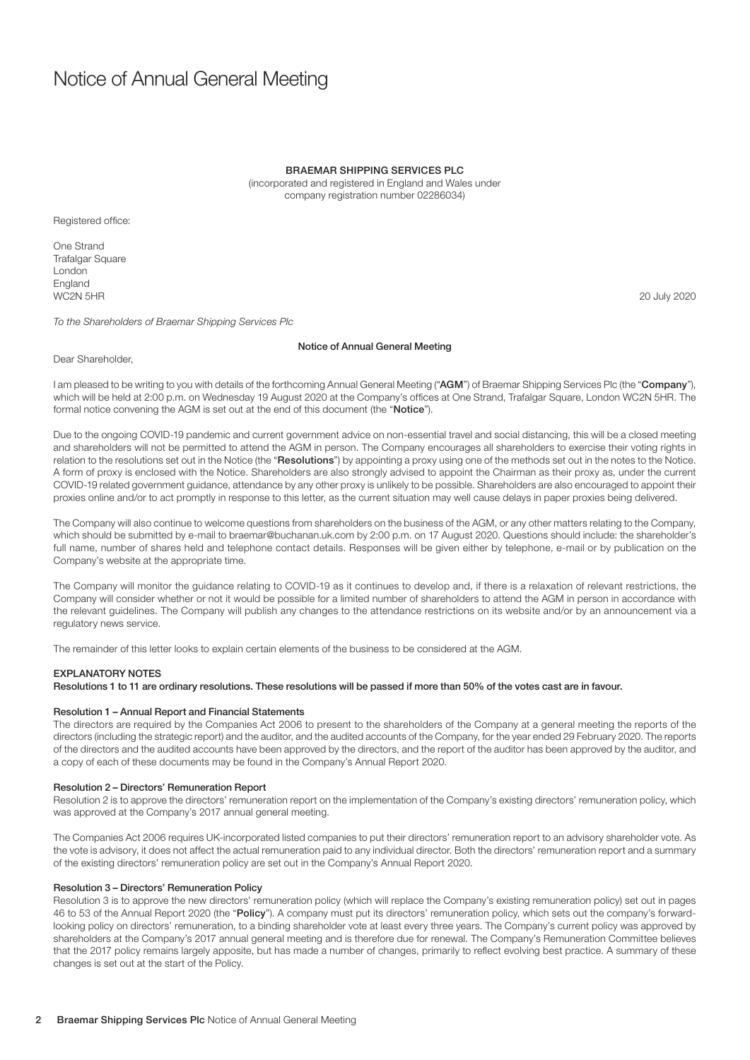# Notice of Annual General Meeting

**BRAEMAR SHIPPING SERVICES PLC**
(incorporated and registered in England and Wales under company registration number 02286034)

Registered office:

One Strand
Trafalgar Square
London
England
WC2N 5HR

20 July 2020

*To the Shareholders of Braemar Shipping Services Plc*

**Notice of Annual General Meeting**

Dear Shareholder,

I am pleased to be writing to you with details of the forthcoming Annual General Meeting ("**AGM**") of Braemar Shipping Services Plc (the "**Company**"), which will be held at 2:00 p.m. on Wednesday 19 August 2020 at the Company's offices at One Strand, Trafalgar Square, London WC2N 5HR. The formal notice convening the AGM is set out at the end of this document (the "**Notice**").

Due to the ongoing COVID-19 pandemic and current government advice on non-essential travel and social distancing, this will be a closed meeting and shareholders will not be permitted to attend the AGM in person. The Company encourages all shareholders to exercise their voting rights in relation to the resolutions set out in the Notice (the "**Resolutions**") by appointing a proxy using one of the methods set out in the notes to the Notice. A form of proxy is enclosed with the Notice. Shareholders are also strongly advised to appoint the Chairman as their proxy as, under the current COVID-19 related government guidance, attendance by any other proxy is unlikely to be possible. Shareholders are also encouraged to appoint their proxies online and/or to act promptly in response to this letter, as the current situation may well cause delays in paper proxies being delivered.

The Company will also continue to welcome questions from shareholders on the business of the AGM, or any other matters relating to the Company, which should be submitted by e-mail to braemar@buchanan.uk.com by 2:00 p.m. on 17 August 2020. Questions should include: the shareholder's full name, number of shares held and telephone contact details. Responses will be given either by telephone, e-mail or by publication on the Company's website at the appropriate time.

The Company will monitor the guidance relating to COVID-19 as it continues to develop and, if there is a relaxation of relevant restrictions, the Company will consider whether or not it would be possible for a limited number of shareholders to attend the AGM in person in accordance with the relevant guidelines. The Company will publish any changes to the attendance restrictions on its website and/or by an announcement via a regulatory news service.

The remainder of this letter looks to explain certain elements of the business to be considered at the AGM.

## EXPLANATORY NOTES

**Resolutions 1 to 11 are ordinary resolutions. These resolutions will be passed if more than 50% of the votes cast are in favour.**

### Resolution 1 – Annual Report and Financial Statements

The directors are required by the Companies Act 2006 to present to the shareholders of the Company at a general meeting the reports of the directors (including the strategic report) and the auditor, and the audited accounts of the Company, for the year ended 29 February 2020. The reports of the directors and the audited accounts have been approved by the directors, and the report of the auditor has been approved by the auditor, and a copy of each of these documents may be found in the Company's Annual Report 2020.

### Resolution 2 – Directors' Remuneration Report

Resolution 2 is to approve the directors' remuneration report on the implementation of the Company's existing directors' remuneration policy, which was approved at the Company's 2017 annual general meeting.

The Companies Act 2006 requires UK-incorporated listed companies to put their directors' remuneration report to an advisory shareholder vote. As the vote is advisory, it does not affect the actual remuneration paid to any individual director. Both the directors' remuneration report and a summary of the existing directors' remuneration policy are set out in the Company's Annual Report 2020.

### Resolution 3 – Directors' Remuneration Policy

Resolution 3 is to approve the new directors' remuneration policy (which will replace the Company's existing remuneration policy) set out in pages 46 to 53 of the Annual Report 2020 (the "**Policy**"). A company must put its directors' remuneration policy, which sets out the company's forward-looking policy on directors' remuneration, to a binding shareholder vote at least every three years. The Company's current policy was approved by shareholders at the Company's 2017 annual general meeting and is therefore due for renewal. The Company's Remuneration Committee believes that the 2017 policy remains largely apposite, but has made a number of changes, primarily to reflect evolving best practice. A summary of these changes is set out at the start of the Policy.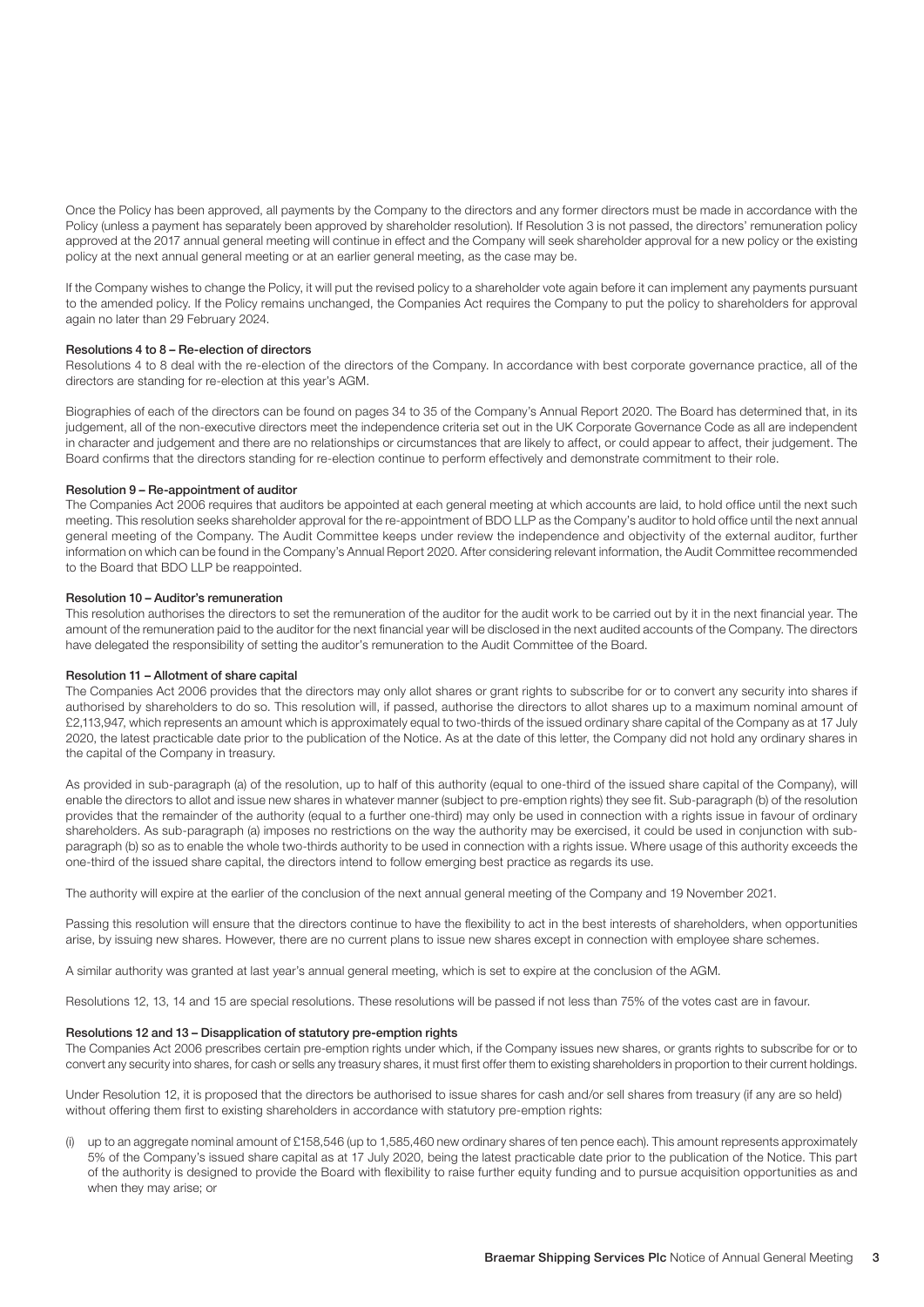Once the Policy has been approved, all payments by the Company to the directors and any former directors must be made in accordance with the Policy (unless a payment has separately been approved by shareholder resolution). If Resolution 3 is not passed, the directors' remuneration policy approved at the 2017 annual general meeting will continue in effect and the Company will seek shareholder approval for a new policy or the existing policy at the next annual general meeting or at an earlier general meeting, as the case may be.

If the Company wishes to change the Policy, it will put the revised policy to a shareholder vote again before it can implement any payments pursuant to the amended policy. If the Policy remains unchanged, the Companies Act requires the Company to put the policy to shareholders for approval again no later than 29 February 2024.

**Resolutions 4 to 8 – Re-election of directors**

Resolutions 4 to 8 deal with the re-election of the directors of the Company. In accordance with best corporate governance practice, all of the directors are standing for re-election at this year's AGM.

Biographies of each of the directors can be found on pages 34 to 35 of the Company's Annual Report 2020. The Board has determined that, in its judgement, all of the non-executive directors meet the independence criteria set out in the UK Corporate Governance Code as all are independent in character and judgement and there are no relationships or circumstances that are likely to affect, or could appear to affect, their judgement. The Board confirms that the directors standing for re-election continue to perform effectively and demonstrate commitment to their role.

**Resolution 9 – Re-appointment of auditor**

The Companies Act 2006 requires that auditors be appointed at each general meeting at which accounts are laid, to hold office until the next such meeting. This resolution seeks shareholder approval for the re-appointment of BDO LLP as the Company's auditor to hold office until the next annual general meeting of the Company. The Audit Committee keeps under review the independence and objectivity of the external auditor, further information on which can be found in the Company's Annual Report 2020. After considering relevant information, the Audit Committee recommended to the Board that BDO LLP be reappointed.

**Resolution 10 – Auditor's remuneration**

This resolution authorises the directors to set the remuneration of the auditor for the audit work to be carried out by it in the next financial year. The amount of the remuneration paid to the auditor for the next financial year will be disclosed in the next audited accounts of the Company. The directors have delegated the responsibility of setting the auditor's remuneration to the Audit Committee of the Board.

**Resolution 11 – Allotment of share capital**

The Companies Act 2006 provides that the directors may only allot shares or grant rights to subscribe for or to convert any security into shares if authorised by shareholders to do so. This resolution will, if passed, authorise the directors to allot shares up to a maximum nominal amount of £2,113,947, which represents an amount which is approximately equal to two-thirds of the issued ordinary share capital of the Company as at 17 July 2020, the latest practicable date prior to the publication of the Notice. As at the date of this letter, the Company did not hold any ordinary shares in the capital of the Company in treasury.

As provided in sub-paragraph (a) of the resolution, up to half of this authority (equal to one-third of the issued share capital of the Company), will enable the directors to allot and issue new shares in whatever manner (subject to pre-emption rights) they see fit. Sub-paragraph (b) of the resolution provides that the remainder of the authority (equal to a further one-third) may only be used in connection with a rights issue in favour of ordinary shareholders. As sub-paragraph (a) imposes no restrictions on the way the authority may be exercised, it could be used in conjunction with sub-paragraph (b) so as to enable the whole two-thirds authority to be used in connection with a rights issue. Where usage of this authority exceeds the one-third of the issued share capital, the directors intend to follow emerging best practice as regards its use.

The authority will expire at the earlier of the conclusion of the next annual general meeting of the Company and 19 November 2021.

Passing this resolution will ensure that the directors continue to have the flexibility to act in the best interests of shareholders, when opportunities arise, by issuing new shares. However, there are no current plans to issue new shares except in connection with employee share schemes.

A similar authority was granted at last year's annual general meeting, which is set to expire at the conclusion of the AGM.

Resolutions 12, 13, 14 and 15 are special resolutions. These resolutions will be passed if not less than 75% of the votes cast are in favour.

**Resolutions 12 and 13 – Disapplication of statutory pre-emption rights**

The Companies Act 2006 prescribes certain pre-emption rights under which, if the Company issues new shares, or grants rights to subscribe for or to convert any security into shares, for cash or sells any treasury shares, it must first offer them to existing shareholders in proportion to their current holdings.

Under Resolution 12, it is proposed that the directors be authorised to issue shares for cash and/or sell shares from treasury (if any are so held) without offering them first to existing shareholders in accordance with statutory pre-emption rights:

(i) up to an aggregate nominal amount of £158,546 (up to 1,585,460 new ordinary shares of ten pence each). This amount represents approximately 5% of the Company's issued share capital as at 17 July 2020, being the latest practicable date prior to the publication of the Notice. This part of the authority is designed to provide the Board with flexibility to raise further equity funding and to pursue acquisition opportunities as and when they may arise; or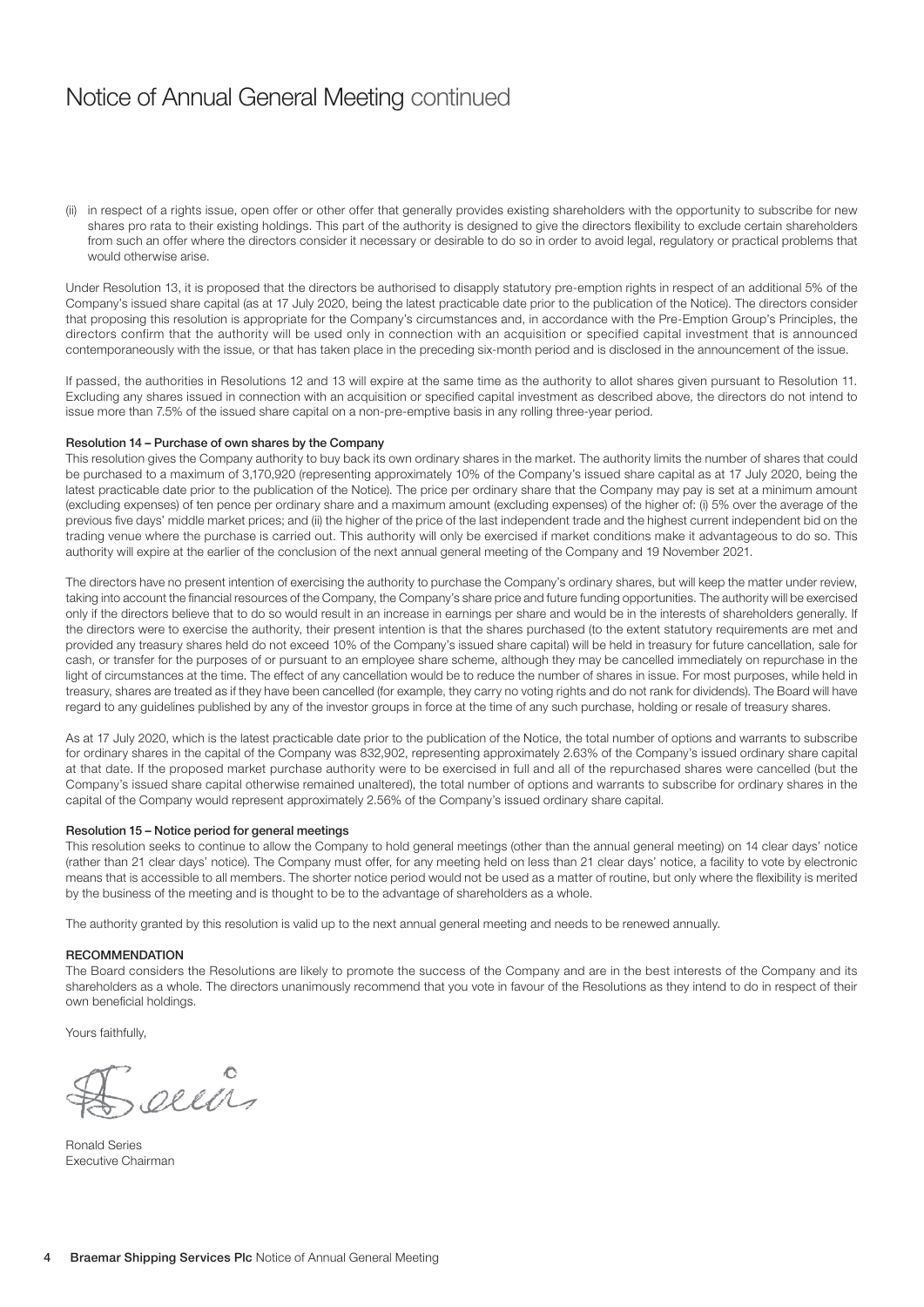# Notice of Annual General Meeting continued

(ii) in respect of a rights issue, open offer or other offer that generally provides existing shareholders with the opportunity to subscribe for new shares pro rata to their existing holdings. This part of the authority is designed to give the directors flexibility to exclude certain shareholders from such an offer where the directors consider it necessary or desirable to do so in order to avoid legal, regulatory or practical problems that would otherwise arise.

Under Resolution 13, it is proposed that the directors be authorised to disapply statutory pre-emption rights in respect of an additional 5% of the Company's issued share capital (as at 17 July 2020, being the latest practicable date prior to the publication of the Notice). The directors consider that proposing this resolution is appropriate for the Company's circumstances and, in accordance with the Pre-Emption Group's Principles, the directors confirm that the authority will be used only in connection with an acquisition or specified capital investment that is announced contemporaneously with the issue, or that has taken place in the preceding six-month period and is disclosed in the announcement of the issue.

If passed, the authorities in Resolutions 12 and 13 will expire at the same time as the authority to allot shares given pursuant to Resolution 11. Excluding any shares issued in connection with an acquisition or specified capital investment as described above, the directors do not intend to issue more than 7.5% of the issued share capital on a non-pre-emptive basis in any rolling three-year period.

**Resolution 14 – Purchase of own shares by the Company**

This resolution gives the Company authority to buy back its own ordinary shares in the market. The authority limits the number of shares that could be purchased to a maximum of 3,170,920 (representing approximately 10% of the Company's issued share capital as at 17 July 2020, being the latest practicable date prior to the publication of the Notice). The price per ordinary share that the Company may pay is set at a minimum amount (excluding expenses) of ten pence per ordinary share and a maximum amount (excluding expenses) of the higher of: (i) 5% over the average of the previous five days' middle market prices; and (ii) the higher of the price of the last independent trade and the highest current independent bid on the trading venue where the purchase is carried out. This authority will only be exercised if market conditions make it advantageous to do so. This authority will expire at the earlier of the conclusion of the next annual general meeting of the Company and 19 November 2021.

The directors have no present intention of exercising the authority to purchase the Company's ordinary shares, but will keep the matter under review, taking into account the financial resources of the Company, the Company's share price and future funding opportunities. The authority will be exercised only if the directors believe that to do so would result in an increase in earnings per share and would be in the interests of shareholders generally. If the directors were to exercise the authority, their present intention is that the shares purchased (to the extent statutory requirements are met and provided any treasury shares held do not exceed 10% of the Company's issued share capital) will be held in treasury for future cancellation, sale for cash, or transfer for the purposes of or pursuant to an employee share scheme, although they may be cancelled immediately on repurchase in the light of circumstances at the time. The effect of any cancellation would be to reduce the number of shares in issue. For most purposes, while held in treasury, shares are treated as if they have been cancelled (for example, they carry no voting rights and do not rank for dividends). The Board will have regard to any guidelines published by any of the investor groups in force at the time of any such purchase, holding or resale of treasury shares.

As at 17 July 2020, which is the latest practicable date prior to the publication of the Notice, the total number of options and warrants to subscribe for ordinary shares in the capital of the Company was 832,902, representing approximately 2.63% of the Company's issued ordinary share capital at that date. If the proposed market purchase authority were to be exercised in full and all of the repurchased shares were cancelled (but the Company's issued share capital otherwise remained unaltered), the total number of options and warrants to subscribe for ordinary shares in the capital of the Company would represent approximately 2.56% of the Company's issued ordinary share capital.

**Resolution 15 – Notice period for general meetings**

This resolution seeks to continue to allow the Company to hold general meetings (other than the annual general meeting) on 14 clear days' notice (rather than 21 clear days' notice). The Company must offer, for any meeting held on less than 21 clear days' notice, a facility to vote by electronic means that is accessible to all members. The shorter notice period would not be used as a matter of routine, but only where the flexibility is merited by the business of the meeting and is thought to be to the advantage of shareholders as a whole.

The authority granted by this resolution is valid up to the next annual general meeting and needs to be renewed annually.

**RECOMMENDATION**

The Board considers the Resolutions are likely to promote the success of the Company and are in the best interests of the Company and its shareholders as a whole. The directors unanimously recommend that you vote in favour of the Resolutions as they intend to do in respect of their own beneficial holdings.

Yours faithfully,

Ronald Series
Executive Chairman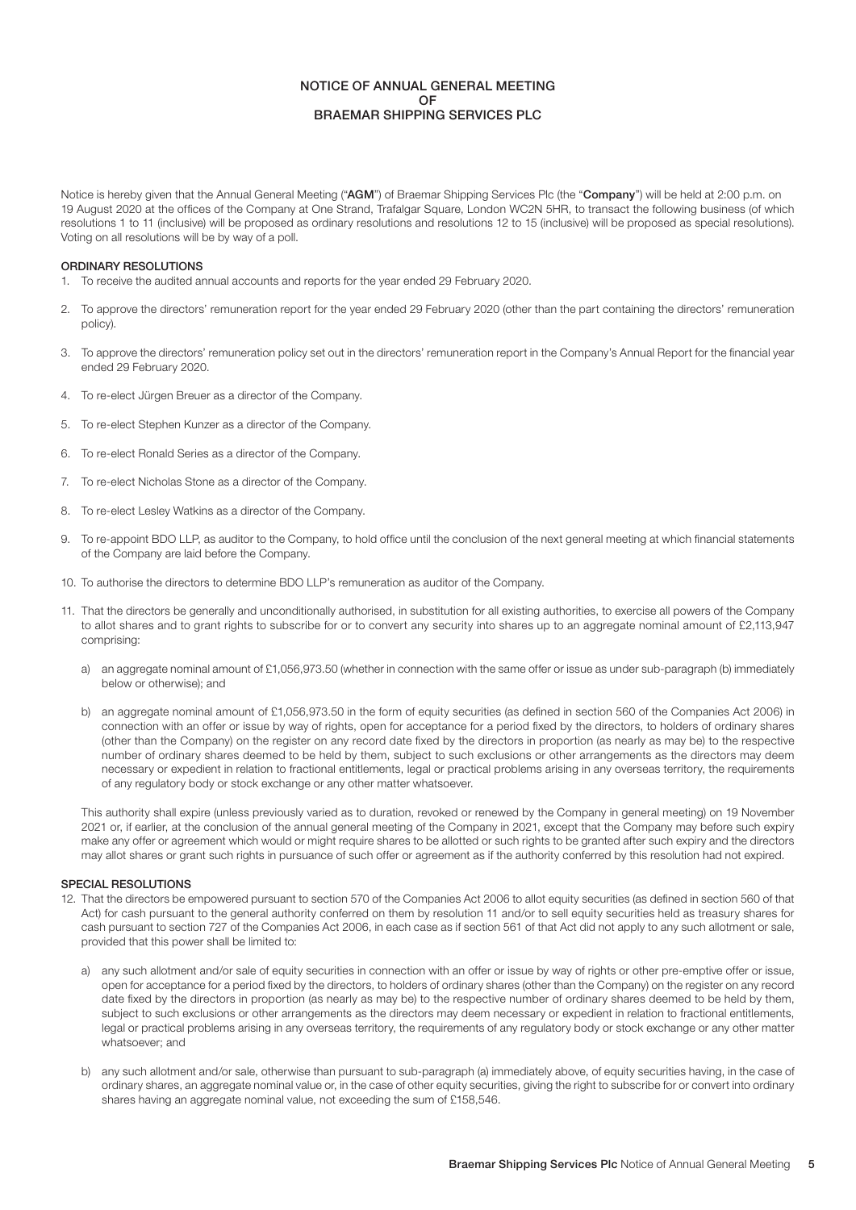# NOTICE OF ANNUAL GENERAL MEETING OF BRAEMAR SHIPPING SERVICES PLC

Notice is hereby given that the Annual General Meeting ("**AGM**") of Braemar Shipping Services Plc (the "**Company**") will be held at 2:00 p.m. on 19 August 2020 at the offices of the Company at One Strand, Trafalgar Square, London WC2N 5HR, to transact the following business (of which resolutions 1 to 11 (inclusive) will be proposed as ordinary resolutions and resolutions 12 to 15 (inclusive) will be proposed as special resolutions). Voting on all resolutions will be by way of a poll.

## ORDINARY RESOLUTIONS

1. To receive the audited annual accounts and reports for the year ended 29 February 2020.

2. To approve the directors' remuneration report for the year ended 29 February 2020 (other than the part containing the directors' remuneration policy).

3. To approve the directors' remuneration policy set out in the directors' remuneration report in the Company's Annual Report for the financial year ended 29 February 2020.

4. To re-elect Jürgen Breuer as a director of the Company.

5. To re-elect Stephen Kunzer as a director of the Company.

6. To re-elect Ronald Series as a director of the Company.

7. To re-elect Nicholas Stone as a director of the Company.

8. To re-elect Lesley Watkins as a director of the Company.

9. To re-appoint BDO LLP, as auditor to the Company, to hold office until the conclusion of the next general meeting at which financial statements of the Company are laid before the Company.

10. To authorise the directors to determine BDO LLP's remuneration as auditor of the Company.

11. That the directors be generally and unconditionally authorised, in substitution for all existing authorities, to exercise all powers of the Company to allot shares and to grant rights to subscribe for or to convert any security into shares up to an aggregate nominal amount of £2,113,947 comprising:

    a) an aggregate nominal amount of £1,056,973.50 (whether in connection with the same offer or issue as under sub-paragraph (b) immediately below or otherwise); and

    b) an aggregate nominal amount of £1,056,973.50 in the form of equity securities (as defined in section 560 of the Companies Act 2006) in connection with an offer or issue by way of rights, open for acceptance for a period fixed by the directors, to holders of ordinary shares (other than the Company) on the register on any record date fixed by the directors in proportion (as nearly as may be) to the respective number of ordinary shares deemed to be held by them, subject to such exclusions or other arrangements as the directors may deem necessary or expedient in relation to fractional entitlements, legal or practical problems arising in any overseas territory, the requirements of any regulatory body or stock exchange or any other matter whatsoever.

    This authority shall expire (unless previously varied as to duration, revoked or renewed by the Company in general meeting) on 19 November 2021 or, if earlier, at the conclusion of the annual general meeting of the Company in 2021, except that the Company may before such expiry make any offer or agreement which would or might require shares to be allotted or such rights to be granted after such expiry and the directors may allot shares or grant such rights in pursuance of such offer or agreement as if the authority conferred by this resolution had not expired.

## SPECIAL RESOLUTIONS

12. That the directors be empowered pursuant to section 570 of the Companies Act 2006 to allot equity securities (as defined in section 560 of that Act) for cash pursuant to the general authority conferred on them by resolution 11 and/or to sell equity securities held as treasury shares for cash pursuant to section 727 of the Companies Act 2006, in each case as if section 561 of that Act did not apply to any such allotment or sale, provided that this power shall be limited to:

    a) any such allotment and/or sale of equity securities in connection with an offer or issue by way of rights or other pre-emptive offer or issue, open for acceptance for a period fixed by the directors, to holders of ordinary shares (other than the Company) on the register on any record date fixed by the directors in proportion (as nearly as may be) to the respective number of ordinary shares deemed to be held by them, subject to such exclusions or other arrangements as the directors may deem necessary or expedient in relation to fractional entitlements, legal or practical problems arising in any overseas territory, the requirements of any regulatory body or stock exchange or any other matter whatsoever; and

    b) any such allotment and/or sale, otherwise than pursuant to sub-paragraph (a) immediately above, of equity securities having, in the case of ordinary shares, an aggregate nominal value or, in the case of other equity securities, giving the right to subscribe for or convert into ordinary shares having an aggregate nominal value, not exceeding the sum of £158,546.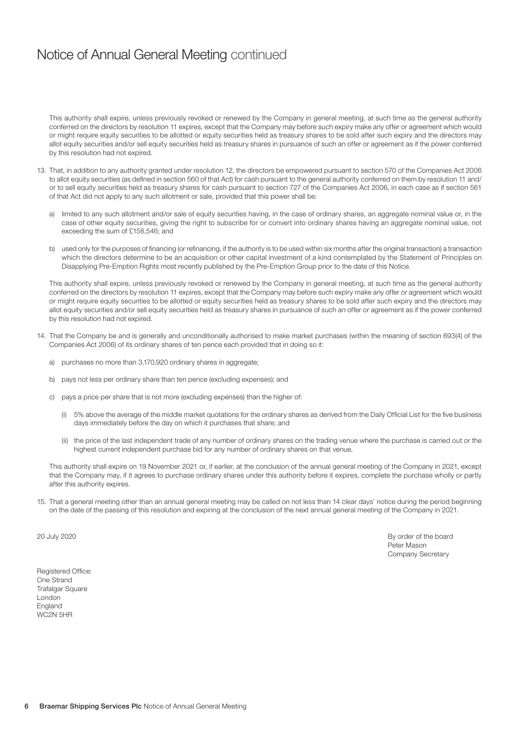# Notice of Annual General Meeting continued

This authority shall expire, unless previously revoked or renewed by the Company in general meeting, at such time as the general authority conferred on the directors by resolution 11 expires, except that the Company may before such expiry make any offer or agreement which would or might require equity securities to be allotted or equity securities held as treasury shares to be sold after such expiry and the directors may allot equity securities and/or sell equity securities held as treasury shares in pursuance of such an offer or agreement as if the power conferred by this resolution had not expired.

13. That, in addition to any authority granted under resolution 12, the directors be empowered pursuant to section 570 of the Companies Act 2006 to allot equity securities (as defined in section 560 of that Act) for cash pursuant to the general authority conferred on them by resolution 11 and/or to sell equity securities held as treasury shares for cash pursuant to section 727 of the Companies Act 2006, in each case as if section 561 of that Act did not apply to any such allotment or sale, provided that this power shall be:

    a) limited to any such allotment and/or sale of equity securities having, in the case of ordinary shares, an aggregate nominal value or, in the case of other equity securities, giving the right to subscribe for or convert into ordinary shares having an aggregate nominal value, not exceeding the sum of £158,546; and

    b) used only for the purposes of financing (or refinancing, if the authority is to be used within six months after the original transaction) a transaction which the directors determine to be an acquisition or other capital investment of a kind contemplated by the Statement of Principles on Disapplying Pre-Emption Rights most recently published by the Pre-Emption Group prior to the date of this Notice.

    This authority shall expire, unless previously revoked or renewed by the Company in general meeting, at such time as the general authority conferred on the directors by resolution 11 expires, except that the Company may before such expiry make any offer or agreement which would or might require equity securities to be allotted or equity securities held as treasury shares to be sold after such expiry and the directors may allot equity securities and/or sell equity securities held as treasury shares in pursuance of such an offer or agreement as if the power conferred by this resolution had not expired.

14. That the Company be and is generally and unconditionally authorised to make market purchases (within the meaning of section 693(4) of the Companies Act 2006) of its ordinary shares of ten pence each provided that in doing so it:

    a) purchases no more than 3,170,920 ordinary shares in aggregate;

    b) pays not less per ordinary share than ten pence (excluding expenses); and

    c) pays a price per share that is not more (excluding expenses) than the higher of:

        (i) 5% above the average of the middle market quotations for the ordinary shares as derived from the Daily Official List for the five business days immediately before the day on which it purchases that share; and

        (ii) the price of the last independent trade of any number of ordinary shares on the trading venue where the purchase is carried out or the highest current independent purchase bid for any number of ordinary shares on that venue.

    This authority shall expire on 19 November 2021 or, if earlier, at the conclusion of the annual general meeting of the Company in 2021, except that the Company may, if it agrees to purchase ordinary shares under this authority before it expires, complete the purchase wholly or partly after this authority expires.

15. That a general meeting other than an annual general meeting may be called on not less than 14 clear days' notice during the period beginning on the date of the passing of this resolution and expiring at the conclusion of the next annual general meeting of the Company in 2021.

20 July 2020

By order of the board
Peter Mason
Company Secretary

Registered Office:
One Strand
Trafalgar Square
London
England
WC2N 5HR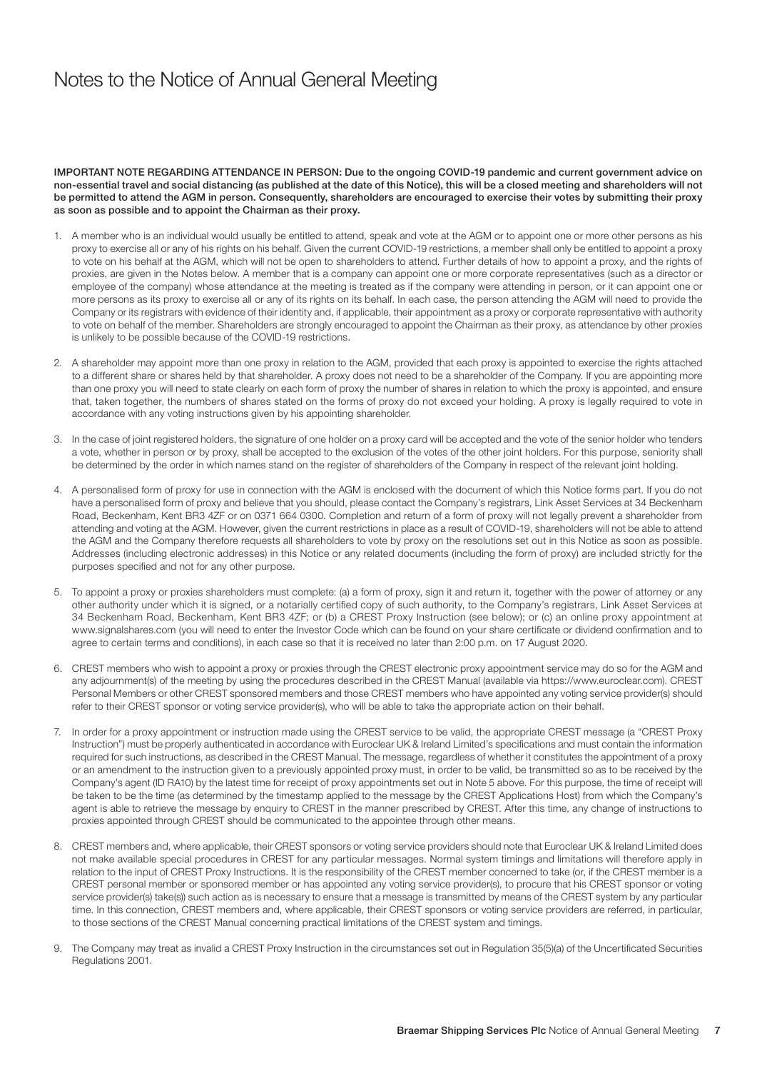# Notes to the Notice of Annual General Meeting

**IMPORTANT NOTE REGARDING ATTENDANCE IN PERSON: Due to the ongoing COVID-19 pandemic and current government advice on non-essential travel and social distancing (as published at the date of this Notice), this will be a closed meeting and shareholders will not be permitted to attend the AGM in person. Consequently, shareholders are encouraged to exercise their votes by submitting their proxy as soon as possible and to appoint the Chairman as their proxy.**

1. A member who is an individual would usually be entitled to attend, speak and vote at the AGM or to appoint one or more other persons as his proxy to exercise all or any of his rights on his behalf. Given the current COVID-19 restrictions, a member shall only be entitled to appoint a proxy to vote on his behalf at the AGM, which will not be open to shareholders to attend. Further details of how to appoint a proxy, and the rights of proxies, are given in the Notes below. A member that is a company can appoint one or more corporate representatives (such as a director or employee of the company) whose attendance at the meeting is treated as if the company were attending in person, or it can appoint one or more persons as its proxy to exercise all or any of its rights on its behalf. In each case, the person attending the AGM will need to provide the Company or its registrars with evidence of their identity and, if applicable, their appointment as a proxy or corporate representative with authority to vote on behalf of the member. Shareholders are strongly encouraged to appoint the Chairman as their proxy, as attendance by other proxies is unlikely to be possible because of the COVID-19 restrictions.

2. A shareholder may appoint more than one proxy in relation to the AGM, provided that each proxy is appointed to exercise the rights attached to a different share or shares held by that shareholder. A proxy does not need to be a shareholder of the Company. If you are appointing more than one proxy you will need to state clearly on each form of proxy the number of shares in relation to which the proxy is appointed, and ensure that, taken together, the numbers of shares stated on the forms of proxy do not exceed your holding. A proxy is legally required to vote in accordance with any voting instructions given by his appointing shareholder.

3. In the case of joint registered holders, the signature of one holder on a proxy card will be accepted and the vote of the senior holder who tenders a vote, whether in person or by proxy, shall be accepted to the exclusion of the votes of the other joint holders. For this purpose, seniority shall be determined by the order in which names stand on the register of shareholders of the Company in respect of the relevant joint holding.

4. A personalised form of proxy for use in connection with the AGM is enclosed with the document of which this Notice forms part. If you do not have a personalised form of proxy and believe that you should, please contact the Company's registrars, Link Asset Services at 34 Beckenham Road, Beckenham, Kent BR3 4ZF or on 0371 664 0300. Completion and return of a form of proxy will not legally prevent a shareholder from attending and voting at the AGM. However, given the current restrictions in place as a result of COVID-19, shareholders will not be able to attend the AGM and the Company therefore requests all shareholders to vote by proxy on the resolutions set out in this Notice as soon as possible. Addresses (including electronic addresses) in this Notice or any related documents (including the form of proxy) are included strictly for the purposes specified and not for any other purpose.

5. To appoint a proxy or proxies shareholders must complete: (a) a form of proxy, sign it and return it, together with the power of attorney or any other authority under which it is signed, or a notarially certified copy of such authority, to the Company's registrars, Link Asset Services at 34 Beckenham Road, Beckenham, Kent BR3 4ZF; or (b) a CREST Proxy Instruction (see below); or (c) an online proxy appointment at www.signalshares.com (you will need to enter the Investor Code which can be found on your share certificate or dividend confirmation and to agree to certain terms and conditions), in each case so that it is received no later than 2:00 p.m. on 17 August 2020.

6. CREST members who wish to appoint a proxy or proxies through the CREST electronic proxy appointment service may do so for the AGM and any adjournment(s) of the meeting by using the procedures described in the CREST Manual (available via https://www.euroclear.com). CREST Personal Members or other CREST sponsored members and those CREST members who have appointed any voting service provider(s) should refer to their CREST sponsor or voting service provider(s), who will be able to take the appropriate action on their behalf.

7. In order for a proxy appointment or instruction made using the CREST service to be valid, the appropriate CREST message (a "CREST Proxy Instruction") must be properly authenticated in accordance with Euroclear UK & Ireland Limited's specifications and must contain the information required for such instructions, as described in the CREST Manual. The message, regardless of whether it constitutes the appointment of a proxy or an amendment to the instruction given to a previously appointed proxy must, in order to be valid, be transmitted so as to be received by the Company's agent (ID RA10) by the latest time for receipt of proxy appointments set out in Note 5 above. For this purpose, the time of receipt will be taken to be the time (as determined by the timestamp applied to the message by the CREST Applications Host) from which the Company's agent is able to retrieve the message by enquiry to CREST in the manner prescribed by CREST. After this time, any change of instructions to proxies appointed through CREST should be communicated to the appointee through other means.

8. CREST members and, where applicable, their CREST sponsors or voting service providers should note that Euroclear UK & Ireland Limited does not make available special procedures in CREST for any particular messages. Normal system timings and limitations will therefore apply in relation to the input of CREST Proxy Instructions. It is the responsibility of the CREST member concerned to take (or, if the CREST member is a CREST personal member or sponsored member or has appointed any voting service provider(s), to procure that his CREST sponsor or voting service provider(s) take(s)) such action as is necessary to ensure that a message is transmitted by means of the CREST system by any particular time. In this connection, CREST members and, where applicable, their CREST sponsors or voting service providers are referred, in particular, to those sections of the CREST Manual concerning practical limitations of the CREST system and timings.

9. The Company may treat as invalid a CREST Proxy Instruction in the circumstances set out in Regulation 35(5)(a) of the Uncertificated Securities Regulations 2001.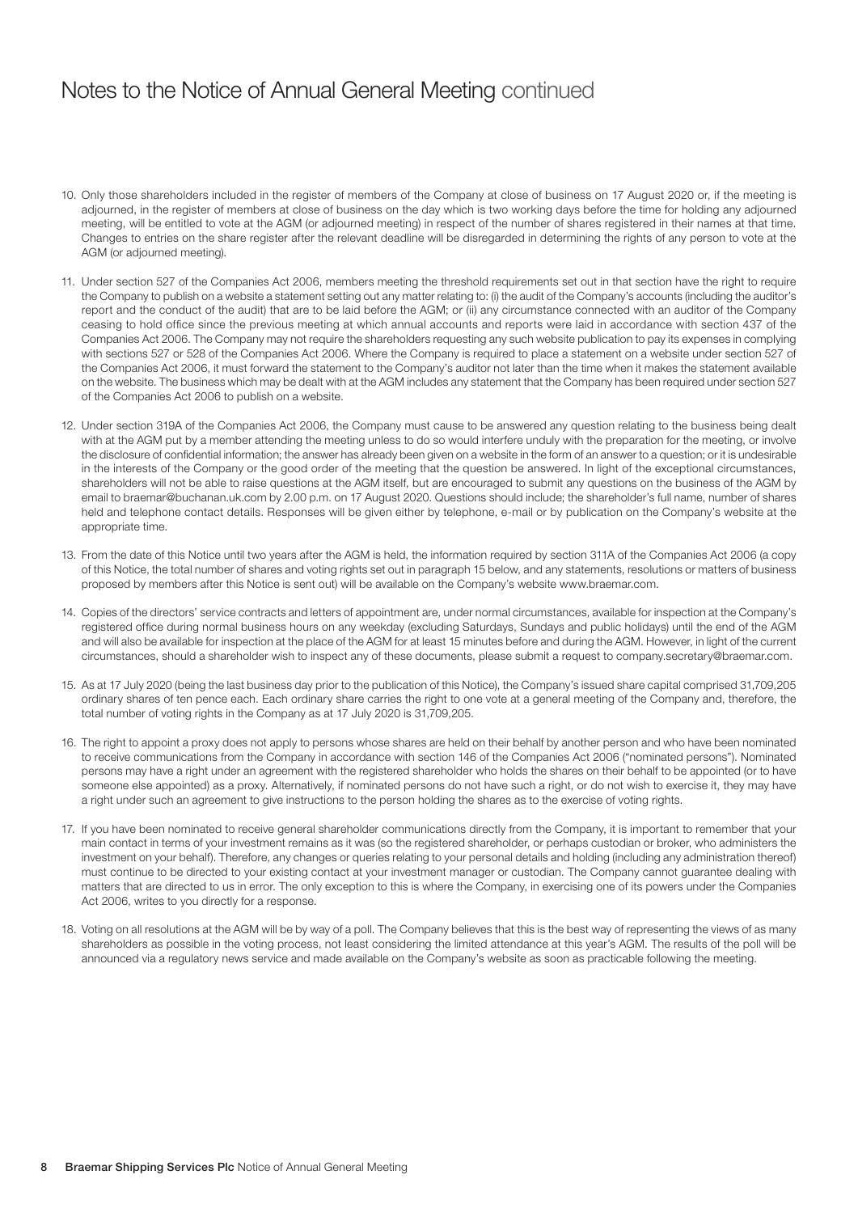# Notes to the Notice of Annual General Meeting continued

10. Only those shareholders included in the register of members of the Company at close of business on 17 August 2020 or, if the meeting is adjourned, in the register of members at close of business on the day which is two working days before the time for holding any adjourned meeting, will be entitled to vote at the AGM (or adjourned meeting) in respect of the number of shares registered in their names at that time. Changes to entries on the share register after the relevant deadline will be disregarded in determining the rights of any person to vote at the AGM (or adjourned meeting).

11. Under section 527 of the Companies Act 2006, members meeting the threshold requirements set out in that section have the right to require the Company to publish on a website a statement setting out any matter relating to: (i) the audit of the Company's accounts (including the auditor's report and the conduct of the audit) that are to be laid before the AGM; or (ii) any circumstance connected with an auditor of the Company ceasing to hold office since the previous meeting at which annual accounts and reports were laid in accordance with section 437 of the Companies Act 2006. The Company may not require the shareholders requesting any such website publication to pay its expenses in complying with sections 527 or 528 of the Companies Act 2006. Where the Company is required to place a statement on a website under section 527 of the Companies Act 2006, it must forward the statement to the Company's auditor not later than the time when it makes the statement available on the website. The business which may be dealt with at the AGM includes any statement that the Company has been required under section 527 of the Companies Act 2006 to publish on a website.

12. Under section 319A of the Companies Act 2006, the Company must cause to be answered any question relating to the business being dealt with at the AGM put by a member attending the meeting unless to do so would interfere unduly with the preparation for the meeting, or involve the disclosure of confidential information; the answer has already been given on a website in the form of an answer to a question; or it is undesirable in the interests of the Company or the good order of the meeting that the question be answered. In light of the exceptional circumstances, shareholders will not be able to raise questions at the AGM itself, but are encouraged to submit any questions on the business of the AGM by email to braemar@buchanan.uk.com by 2.00 p.m. on 17 August 2020. Questions should include; the shareholder's full name, number of shares held and telephone contact details. Responses will be given either by telephone, e-mail or by publication on the Company's website at the appropriate time.

13. From the date of this Notice until two years after the AGM is held, the information required by section 311A of the Companies Act 2006 (a copy of this Notice, the total number of shares and voting rights set out in paragraph 15 below, and any statements, resolutions or matters of business proposed by members after this Notice is sent out) will be available on the Company's website www.braemar.com.

14. Copies of the directors' service contracts and letters of appointment are, under normal circumstances, available for inspection at the Company's registered office during normal business hours on any weekday (excluding Saturdays, Sundays and public holidays) until the end of the AGM and will also be available for inspection at the place of the AGM for at least 15 minutes before and during the AGM. However, in light of the current circumstances, should a shareholder wish to inspect any of these documents, please submit a request to company.secretary@braemar.com.

15. As at 17 July 2020 (being the last business day prior to the publication of this Notice), the Company's issued share capital comprised 31,709,205 ordinary shares of ten pence each. Each ordinary share carries the right to one vote at a general meeting of the Company and, therefore, the total number of voting rights in the Company as at 17 July 2020 is 31,709,205.

16. The right to appoint a proxy does not apply to persons whose shares are held on their behalf by another person and who have been nominated to receive communications from the Company in accordance with section 146 of the Companies Act 2006 ("nominated persons"). Nominated persons may have a right under an agreement with the registered shareholder who holds the shares on their behalf to be appointed (or to have someone else appointed) as a proxy. Alternatively, if nominated persons do not have such a right, or do not wish to exercise it, they may have a right under such an agreement to give instructions to the person holding the shares as to the exercise of voting rights.

17. If you have been nominated to receive general shareholder communications directly from the Company, it is important to remember that your main contact in terms of your investment remains as it was (so the registered shareholder, or perhaps custodian or broker, who administers the investment on your behalf). Therefore, any changes or queries relating to your personal details and holding (including any administration thereof) must continue to be directed to your existing contact at your investment manager or custodian. The Company cannot guarantee dealing with matters that are directed to us in error. The only exception to this is where the Company, in exercising one of its powers under the Companies Act 2006, writes to you directly for a response.

18. Voting on all resolutions at the AGM will be by way of a poll. The Company believes that this is the best way of representing the views of as many shareholders as possible in the voting process, not least considering the limited attendance at this year's AGM. The results of the poll will be announced via a regulatory news service and made available on the Company's website as soon as practicable following the meeting.